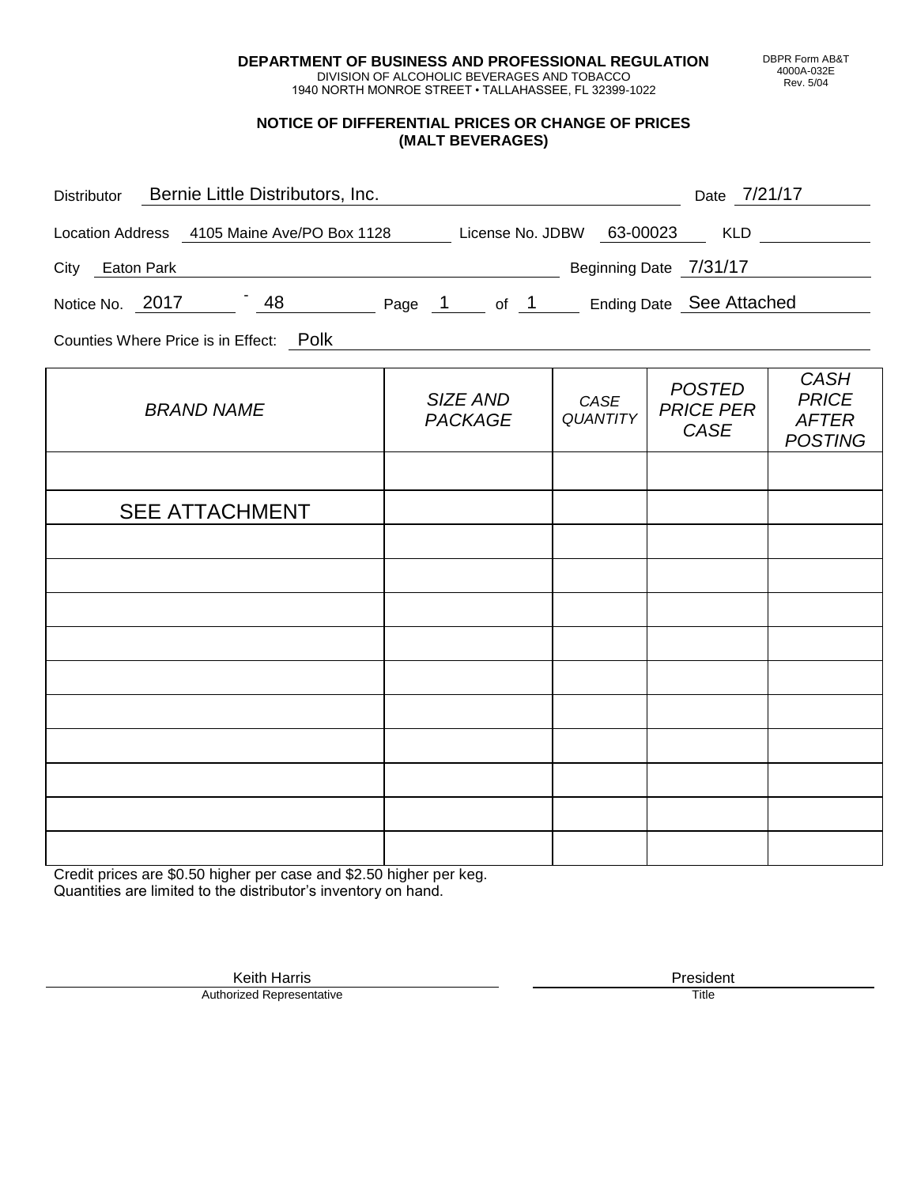**DEPARTMENT OF BUSINESS AND PROFESSIONAL REGULATION**
DIVISION OF ALCOHOLIC BEVERAGES AND TOBACCO
1940 NORTH MONROE STREET • TALLAHASSEE, FL 32399-1022

DBPR Form AB&T
4000A-032E
Rev. 5/04

## NOTICE OF DIFFERENTIAL PRICES OR CHANGE OF PRICES (MALT BEVERAGES)

Distributor: Bernie Little Distributors, Inc. Date: 7/21/17

Location Address: 4105 Maine Ave/PO Box 1128 License No. JDBW 63-00023 KLD

City: Eaton Park Beginning Date: 7/31/17

Notice No. 2017 - 48 Page 1 of 1 Ending Date: See Attached

Counties Where Price is in Effect: Polk

| *BRAND NAME* | *SIZE AND PACKAGE* | *CASE QUANTITY* | *POSTED PRICE PER CASE* | *CASH PRICE AFTER POSTING* |
|---|---|---|---|---|
| | | | | |
| SEE ATTACHMENT | | | | |
| | | | | |
| | | | | |
| | | | | |
| | | | | |
| | | | | |
| | | | | |
| | | | | |
| | | | | |
| | | | | |
| | | | | |

Credit prices are $0.50 higher per case and $2.50 higher per keg.
Quantities are limited to the distributor's inventory on hand.

Keith Harris
Authorized Representative

President
Title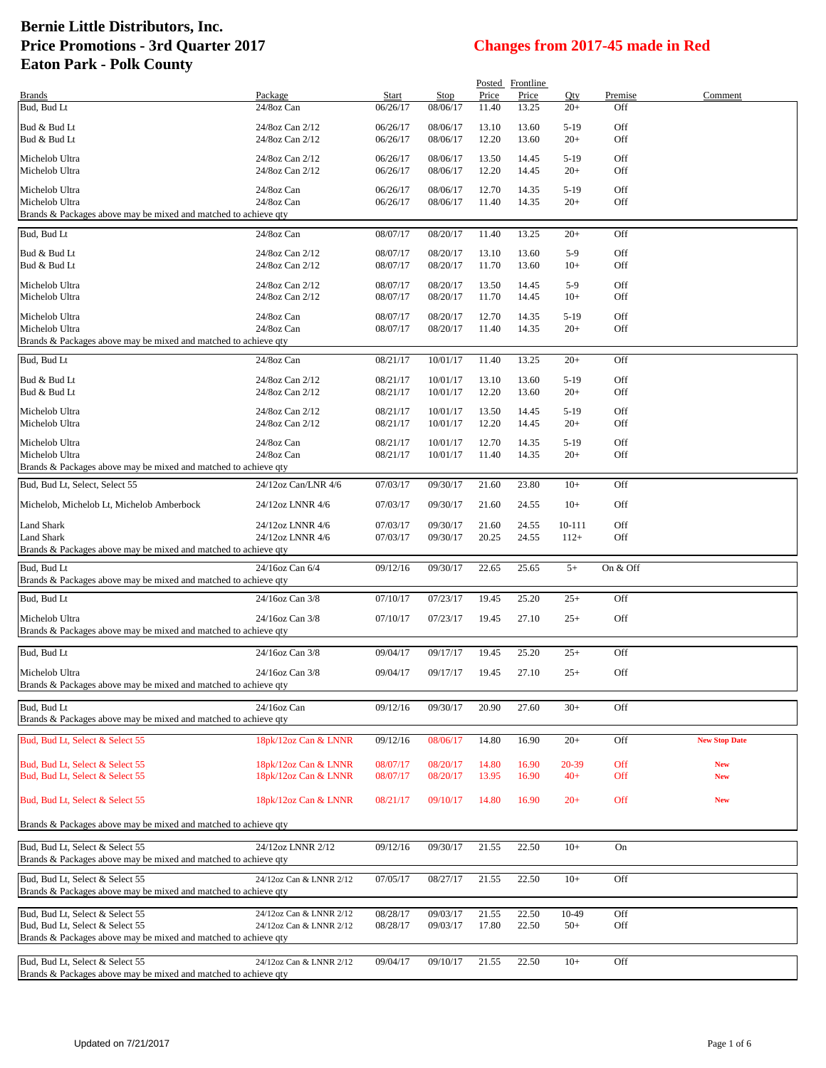# Bernie Little Distributors, Inc.
# Price Promotions - 3rd Quarter 2017
# Eaton Park - Polk County

**Changes from 2017-45 made in Red**

| Brands | Package | Start | Stop | Posted Price | Frontline Price | Qty | Premise | Comment |
|---|---|---|---|---|---|---|---|---|
| Bud, Bud Lt | 24/8oz Can | 06/26/17 | 08/06/17 | 11.40 | 13.25 | 20+ | Off | |
| Bud & Bud Lt | 24/8oz Can 2/12 | 06/26/17 | 08/06/17 | 13.10 | 13.60 | 5-19 | Off | |
| Bud & Bud Lt | 24/8oz Can 2/12 | 06/26/17 | 08/06/17 | 12.20 | 13.60 | 20+ | Off | |
| Michelob Ultra | 24/8oz Can 2/12 | 06/26/17 | 08/06/17 | 13.50 | 14.45 | 5-19 | Off | |
| Michelob Ultra | 24/8oz Can 2/12 | 06/26/17 | 08/06/17 | 12.20 | 14.45 | 20+ | Off | |
| Michelob Ultra | 24/8oz Can | 06/26/17 | 08/06/17 | 12.70 | 14.35 | 5-19 | Off | |
| Michelob Ultra | 24/8oz Can | 06/26/17 | 08/06/17 | 11.40 | 14.35 | 20+ | Off | |
| Brands & Packages above may be mixed and matched to achieve qty | | | | | | | | |
| Bud, Bud Lt | 24/8oz Can | 08/07/17 | 08/20/17 | 11.40 | 13.25 | 20+ | Off | |
| Bud & Bud Lt | 24/8oz Can 2/12 | 08/07/17 | 08/20/17 | 13.10 | 13.60 | 5-9 | Off | |
| Bud & Bud Lt | 24/8oz Can 2/12 | 08/07/17 | 08/20/17 | 11.70 | 13.60 | 10+ | Off | |
| Michelob Ultra | 24/8oz Can 2/12 | 08/07/17 | 08/20/17 | 13.50 | 14.45 | 5-9 | Off | |
| Michelob Ultra | 24/8oz Can 2/12 | 08/07/17 | 08/20/17 | 11.70 | 14.45 | 10+ | Off | |
| Michelob Ultra | 24/8oz Can | 08/07/17 | 08/20/17 | 12.70 | 14.35 | 5-19 | Off | |
| Michelob Ultra | 24/8oz Can | 08/07/17 | 08/20/17 | 11.40 | 14.35 | 20+ | Off | |
| Brands & Packages above may be mixed and matched to achieve qty | | | | | | | | |
| Bud, Bud Lt | 24/8oz Can | 08/21/17 | 10/01/17 | 11.40 | 13.25 | 20+ | Off | |
| Bud & Bud Lt | 24/8oz Can 2/12 | 08/21/17 | 10/01/17 | 13.10 | 13.60 | 5-19 | Off | |
| Bud & Bud Lt | 24/8oz Can 2/12 | 08/21/17 | 10/01/17 | 12.20 | 13.60 | 20+ | Off | |
| Michelob Ultra | 24/8oz Can 2/12 | 08/21/17 | 10/01/17 | 13.50 | 14.45 | 5-19 | Off | |
| Michelob Ultra | 24/8oz Can 2/12 | 08/21/17 | 10/01/17 | 12.20 | 14.45 | 20+ | Off | |
| Michelob Ultra | 24/8oz Can | 08/21/17 | 10/01/17 | 12.70 | 14.35 | 5-19 | Off | |
| Michelob Ultra | 24/8oz Can | 08/21/17 | 10/01/17 | 11.40 | 14.35 | 20+ | Off | |
| Brands & Packages above may be mixed and matched to achieve qty | | | | | | | | |
| Bud, Bud Lt, Select, Select 55 | 24/12oz Can/LNR 4/6 | 07/03/17 | 09/30/17 | 21.60 | 23.80 | 10+ | Off | |
| Michelob, Michelob Lt, Michelob Amberbock | 24/12oz LNNR 4/6 | 07/03/17 | 09/30/17 | 21.60 | 24.55 | 10+ | Off | |
| Land Shark | 24/12oz LNNR 4/6 | 07/03/17 | 09/30/17 | 21.60 | 24.55 | 10-111 | Off | |
| Land Shark | 24/12oz LNNR 4/6 | 07/03/17 | 09/30/17 | 20.25 | 24.55 | 112+ | Off | |
| Brands & Packages above may be mixed and matched to achieve qty | | | | | | | | |
| Bud, Bud Lt | 24/16oz Can 6/4 | 09/12/16 | 09/30/17 | 22.65 | 25.65 | 5+ | On & Off | |
| Brands & Packages above may be mixed and matched to achieve qty | | | | | | | | |
| Bud, Bud Lt | 24/16oz Can 3/8 | 07/10/17 | 07/23/17 | 19.45 | 25.20 | 25+ | Off | |
| Michelob Ultra | 24/16oz Can 3/8 | 07/10/17 | 07/23/17 | 19.45 | 27.10 | 25+ | Off | |
| Brands & Packages above may be mixed and matched to achieve qty | | | | | | | | |
| Bud, Bud Lt | 24/16oz Can 3/8 | 09/04/17 | 09/17/17 | 19.45 | 25.20 | 25+ | Off | |
| Michelob Ultra | 24/16oz Can 3/8 | 09/04/17 | 09/17/17 | 19.45 | 27.10 | 25+ | Off | |
| Brands & Packages above may be mixed and matched to achieve qty | | | | | | | | |
| Bud, Bud Lt | 24/16oz Can | 09/12/16 | 09/30/17 | 20.90 | 27.60 | 30+ | Off | |
| Brands & Packages above may be mixed and matched to achieve qty | | | | | | | | |
| Bud, Bud Lt, Select & Select 55 | 18pk/12oz Can & LNNR | 09/12/16 | 08/06/17 | 14.80 | 16.90 | 20+ | Off | New Stop Date |
| Bud, Bud Lt, Select & Select 55 | 18pk/12oz Can & LNNR | 08/07/17 | 08/20/17 | 14.80 | 16.90 | 20-39 | Off | New |
| Bud, Bud Lt, Select & Select 55 | 18pk/12oz Can & LNNR | 08/07/17 | 08/20/17 | 13.95 | 16.90 | 40+ | Off | New |
| Bud, Bud Lt, Select & Select 55 | 18pk/12oz Can & LNNR | 08/21/17 | 09/10/17 | 14.80 | 16.90 | 20+ | Off | New |
| Brands & Packages above may be mixed and matched to achieve qty | | | | | | | | |
| Bud, Bud Lt, Select & Select 55 | 24/12oz LNNR 2/12 | 09/12/16 | 09/30/17 | 21.55 | 22.50 | 10+ | On | |
| Brands & Packages above may be mixed and matched to achieve qty | | | | | | | | |
| Bud, Bud Lt, Select & Select 55 | 24/12oz Can & LNNR 2/12 | 07/05/17 | 08/27/17 | 21.55 | 22.50 | 10+ | Off | |
| Brands & Packages above may be mixed and matched to achieve qty | | | | | | | | |
| Bud, Bud Lt, Select & Select 55 | 24/12oz Can & LNNR 2/12 | 08/28/17 | 09/03/17 | 21.55 | 22.50 | 10-49 | Off | |
| Bud, Bud Lt, Select & Select 55 | 24/12oz Can & LNNR 2/12 | 08/28/17 | 09/03/17 | 17.80 | 22.50 | 50+ | Off | |
| Brands & Packages above may be mixed and matched to achieve qty | | | | | | | | |
| Bud, Bud Lt, Select & Select 55 | 24/12oz Can & LNNR 2/12 | 09/04/17 | 09/10/17 | 21.55 | 22.50 | 10+ | Off | |
| Brands & Packages above may be mixed and matched to achieve qty | | | | | | | | |

Updated on 7/21/2017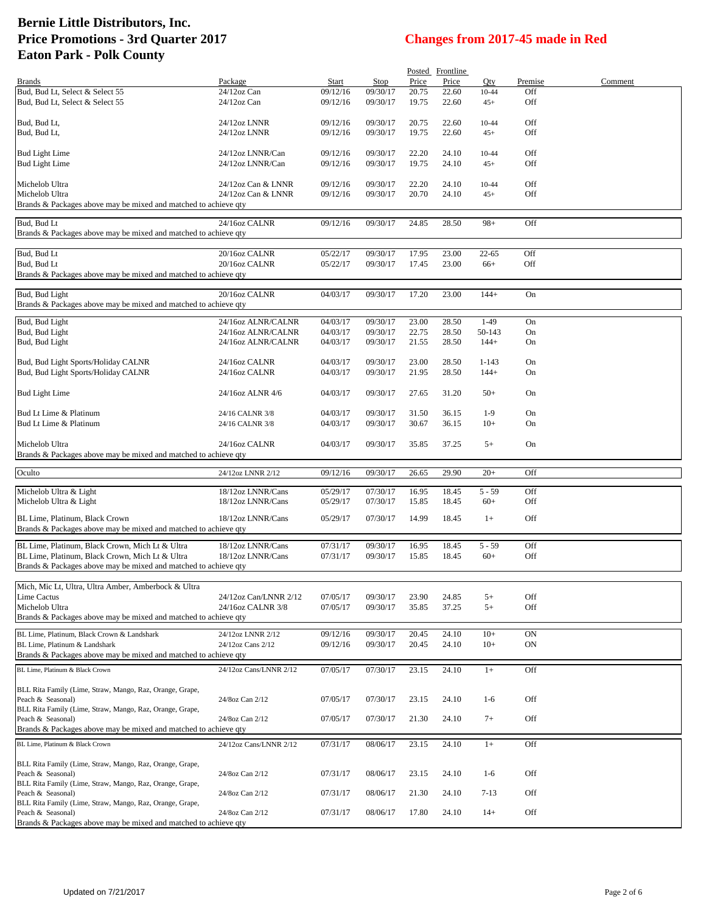# Bernie Little Distributors, Inc.
# Price Promotions - 3rd Quarter 2017
# Eaton Park - Polk County

**Changes from 2017-45 made in Red**

| Brands | Package | Start | Stop | Posted Price | Frontline Price | Qty | Premise | Comment |
|---|---|---|---|---|---|---|---|---|
| Bud, Bud Lt, Select & Select 55 | 24/12oz Can | 09/12/16 | 09/30/17 | 20.75 | 22.60 | 10-44 | Off | |
| Bud, Bud Lt, Select & Select 55 | 24/12oz Can | 09/12/16 | 09/30/17 | 19.75 | 22.60 | 45+ | Off | |
| Bud, Bud Lt, | 24/12oz LNNR | 09/12/16 | 09/30/17 | 20.75 | 22.60 | 10-44 | Off | |
| Bud, Bud Lt, | 24/12oz LNNR | 09/12/16 | 09/30/17 | 19.75 | 22.60 | 45+ | Off | |
| Bud Light Lime | 24/12oz LNNR/Can | 09/12/16 | 09/30/17 | 22.20 | 24.10 | 10-44 | Off | |
| Bud Light Lime | 24/12oz LNNR/Can | 09/12/16 | 09/30/17 | 19.75 | 24.10 | 45+ | Off | |
| Michelob Ultra | 24/12oz Can & LNNR | 09/12/16 | 09/30/17 | 22.20 | 24.10 | 10-44 | Off | |
| Michelob Ultra | 24/12oz Can & LNNR | 09/12/16 | 09/30/17 | 20.70 | 24.10 | 45+ | Off | |
| Brands & Packages above may be mixed and matched to achieve qty | | | | | | | | |
| Bud, Bud Lt | 24/16oz CALNR | 09/12/16 | 09/30/17 | 24.85 | 28.50 | 98+ | Off | |
| Brands & Packages above may be mixed and matched to achieve qty | | | | | | | | |
| Bud, Bud Lt | 20/16oz CALNR | 05/22/17 | 09/30/17 | 17.95 | 23.00 | 22-65 | Off | |
| Bud, Bud Lt | 20/16oz CALNR | 05/22/17 | 09/30/17 | 17.45 | 23.00 | 66+ | Off | |
| Brands & Packages above may be mixed and matched to achieve qty | | | | | | | | |
| Bud, Bud Light | 20/16oz CALNR | 04/03/17 | 09/30/17 | 17.20 | 23.00 | 144+ | On | |
| Brands & Packages above may be mixed and matched to achieve qty | | | | | | | | |
| Bud, Bud Light | 24/16oz ALNR/CALNR | 04/03/17 | 09/30/17 | 23.00 | 28.50 | 1-49 | On | |
| Bud, Bud Light | 24/16oz ALNR/CALNR | 04/03/17 | 09/30/17 | 22.75 | 28.50 | 50-143 | On | |
| Bud, Bud Light | 24/16oz ALNR/CALNR | 04/03/17 | 09/30/17 | 21.55 | 28.50 | 144+ | On | |
| Bud, Bud Light Sports/Holiday CALNR | 24/16oz CALNR | 04/03/17 | 09/30/17 | 23.00 | 28.50 | 1-143 | On | |
| Bud, Bud Light Sports/Holiday CALNR | 24/16oz CALNR | 04/03/17 | 09/30/17 | 21.95 | 28.50 | 144+ | On | |
| Bud Light Lime | 24/16oz ALNR 4/6 | 04/03/17 | 09/30/17 | 27.65 | 31.20 | 50+ | On | |
| Bud Lt Lime & Platinum | 24/16 CALNR 3/8 | 04/03/17 | 09/30/17 | 31.50 | 36.15 | 1-9 | On | |
| Bud Lt Lime & Platinum | 24/16 CALNR 3/8 | 04/03/17 | 09/30/17 | 30.67 | 36.15 | 10+ | On | |
| Michelob Ultra | 24/16oz CALNR | 04/03/17 | 09/30/17 | 35.85 | 37.25 | 5+ | On | |
| Brands & Packages above may be mixed and matched to achieve qty | | | | | | | | |
| Oculto | 24/12oz LNNR 2/12 | 09/12/16 | 09/30/17 | 26.65 | 29.90 | 20+ | Off | |
| Michelob Ultra & Light | 18/12oz LNNR/Cans | 05/29/17 | 07/30/17 | 16.95 | 18.45 | 5 - 59 | Off | |
| Michelob Ultra & Light | 18/12oz LNNR/Cans | 05/29/17 | 07/30/17 | 15.85 | 18.45 | 60+ | Off | |
| BL Lime, Platinum, Black Crown | 18/12oz LNNR/Cans | 05/29/17 | 07/30/17 | 14.99 | 18.45 | 1+ | Off | |
| Brands & Packages above may be mixed and matched to achieve qty | | | | | | | | |
| BL Lime, Platinum, Black Crown, Mich Lt & Ultra | 18/12oz LNNR/Cans | 07/31/17 | 09/30/17 | 16.95 | 18.45 | 5 - 59 | Off | |
| BL Lime, Platinum, Black Crown, Mich Lt & Ultra | 18/12oz LNNR/Cans | 07/31/17 | 09/30/17 | 15.85 | 18.45 | 60+ | Off | |
| Brands & Packages above may be mixed and matched to achieve qty | | | | | | | | |
| Mich, Mic Lt, Ultra, Ultra Amber, Amberbock & Ultra Lime Cactus | 24/12oz Can/LNNR 2/12 | 07/05/17 | 09/30/17 | 23.90 | 24.85 | 5+ | Off | |
| Michelob Ultra | 24/16oz CALNR 3/8 | 07/05/17 | 09/30/17 | 35.85 | 37.25 | 5+ | Off | |
| Brands & Packages above may be mixed and matched to achieve qty | | | | | | | | |
| BL Lime, Platinum, Black Crown & Landshark | 24/12oz LNNR 2/12 | 09/12/16 | 09/30/17 | 20.45 | 24.10 | 10+ | ON | |
| BL Lime, Platinum & Landshark | 24/12oz Cans 2/12 | 09/12/16 | 09/30/17 | 20.45 | 24.10 | 10+ | ON | |
| Brands & Packages above may be mixed and matched to achieve qty | | | | | | | | |
| BL Lime, Platinum & Black Crown | 24/12oz Cans/LNNR 2/12 | 07/05/17 | 07/30/17 | 23.15 | 24.10 | 1+ | Off | |
| BLL Rita Family (Lime, Straw, Mango, Raz, Orange, Grape, Peach & Seasonal) | 24/8oz Can 2/12 | 07/05/17 | 07/30/17 | 23.15 | 24.10 | 1-6 | Off | |
| BLL Rita Family (Lime, Straw, Mango, Raz, Orange, Grape, Peach & Seasonal) | 24/8oz Can 2/12 | 07/05/17 | 07/30/17 | 21.30 | 24.10 | 7+ | Off | |
| Brands & Packages above may be mixed and matched to achieve qty | | | | | | | | |
| BL Lime, Platinum & Black Crown | 24/12oz Cans/LNNR 2/12 | 07/31/17 | 08/06/17 | 23.15 | 24.10 | 1+ | Off | |
| BLL Rita Family (Lime, Straw, Mango, Raz, Orange, Grape, Peach & Seasonal) | 24/8oz Can 2/12 | 07/31/17 | 08/06/17 | 23.15 | 24.10 | 1-6 | Off | |
| BLL Rita Family (Lime, Straw, Mango, Raz, Orange, Grape, Peach & Seasonal) | 24/8oz Can 2/12 | 07/31/17 | 08/06/17 | 21.30 | 24.10 | 7-13 | Off | |
| BLL Rita Family (Lime, Straw, Mango, Raz, Orange, Grape, Peach & Seasonal) | 24/8oz Can 2/12 | 07/31/17 | 08/06/17 | 17.80 | 24.10 | 14+ | Off | |
| Brands & Packages above may be mixed and matched to achieve qty | | | | | | | | |

Updated on 7/21/2017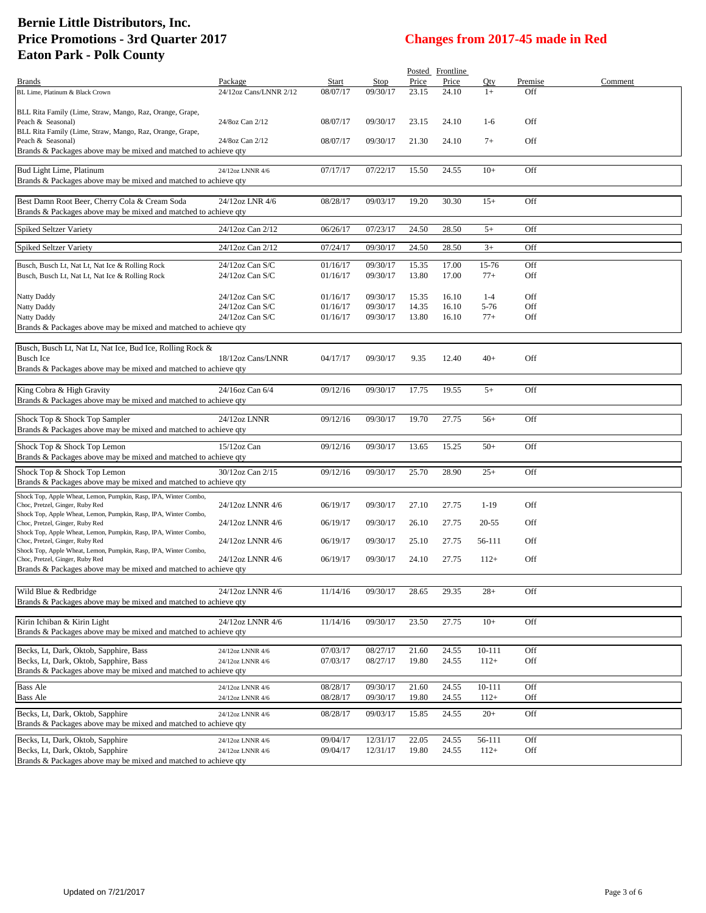# Bernie Little Distributors, Inc.
# Price Promotions - 3rd Quarter 2017
# Eaton Park - Polk County

**Changes from 2017-45 made in Red**

| Brands | Package | Start | Stop | Posted Price | Frontline Price | Qty | Premise | Comment |
|---|---|---|---|---|---|---|---|---|
| BL Lime, Platinum & Black Crown | 24/12oz Cans/LNNR 2/12 | 08/07/17 | 09/30/17 | 23.15 | 24.10 | 1+ | Off | |
| BLL Rita Family (Lime, Straw, Mango, Raz, Orange, Grape, Peach & Seasonal) | 24/8oz Can 2/12 | 08/07/17 | 09/30/17 | 23.15 | 24.10 | 1-6 | Off | |
| BLL Rita Family (Lime, Straw, Mango, Raz, Orange, Grape, Peach & Seasonal) | 24/8oz Can 2/12 | 08/07/17 | 09/30/17 | 21.30 | 24.10 | 7+ | Off | |
| Brands & Packages above may be mixed and matched to achieve qty | | | | | | | | |
| Bud Light Lime, Platinum | 24/12oz LNNR 4/6 | 07/17/17 | 07/22/17 | 15.50 | 24.55 | 10+ | Off | |
| Brands & Packages above may be mixed and matched to achieve qty | | | | | | | | |
| Best Damn Root Beer, Cherry Cola & Cream Soda | 24/12oz LNR 4/6 | 08/28/17 | 09/03/17 | 19.20 | 30.30 | 15+ | Off | |
| Brands & Packages above may be mixed and matched to achieve qty | | | | | | | | |
| Spiked Seltzer Variety | 24/12oz Can 2/12 | 06/26/17 | 07/23/17 | 24.50 | 28.50 | 5+ | Off | |
| Spiked Seltzer Variety | 24/12oz Can 2/12 | 07/24/17 | 09/30/17 | 24.50 | 28.50 | 3+ | Off | |
| Busch, Busch Lt, Nat Lt, Nat Ice & Rolling Rock | 24/12oz Can S/C | 01/16/17 | 09/30/17 | 15.35 | 17.00 | 15-76 | Off | |
| Busch, Busch Lt, Nat Lt, Nat Ice & Rolling Rock | 24/12oz Can S/C | 01/16/17 | 09/30/17 | 13.80 | 17.00 | 77+ | Off | |
| Natty Daddy | 24/12oz Can S/C | 01/16/17 | 09/30/17 | 15.35 | 16.10 | 1-4 | Off | |
| Natty Daddy | 24/12oz Can S/C | 01/16/17 | 09/30/17 | 14.35 | 16.10 | 5-76 | Off | |
| Natty Daddy | 24/12oz Can S/C | 01/16/17 | 09/30/17 | 13.80 | 16.10 | 77+ | Off | |
| Brands & Packages above may be mixed and matched to achieve qty | | | | | | | | |
| Busch, Busch Lt, Nat Lt, Nat Ice, Bud Ice, Rolling Rock & Busch Ice | 18/12oz Cans/LNNR | 04/17/17 | 09/30/17 | 9.35 | 12.40 | 40+ | Off | |
| Brands & Packages above may be mixed and matched to achieve qty | | | | | | | | |
| King Cobra & High Gravity | 24/16oz Can 6/4 | 09/12/16 | 09/30/17 | 17.75 | 19.55 | 5+ | Off | |
| Brands & Packages above may be mixed and matched to achieve qty | | | | | | | | |
| Shock Top & Shock Top Sampler | 24/12oz LNNR | 09/12/16 | 09/30/17 | 19.70 | 27.75 | 56+ | Off | |
| Brands & Packages above may be mixed and matched to achieve qty | | | | | | | | |
| Shock Top & Shock Top Lemon | 15/12oz Can | 09/12/16 | 09/30/17 | 13.65 | 15.25 | 50+ | Off | |
| Brands & Packages above may be mixed and matched to achieve qty | | | | | | | | |
| Shock Top & Shock Top Lemon | 30/12oz Can 2/15 | 09/12/16 | 09/30/17 | 25.70 | 28.90 | 25+ | Off | |
| Brands & Packages above may be mixed and matched to achieve qty | | | | | | | | |
| Shock Top, Apple Wheat, Lemon, Pumpkin, Rasp, IPA, Winter Combo, Choc, Pretzel, Ginger, Ruby Red | 24/12oz LNNR 4/6 | 06/19/17 | 09/30/17 | 27.10 | 27.75 | 1-19 | Off | |
| Shock Top, Apple Wheat, Lemon, Pumpkin, Rasp, IPA, Winter Combo, Choc, Pretzel, Ginger, Ruby Red | 24/12oz LNNR 4/6 | 06/19/17 | 09/30/17 | 26.10 | 27.75 | 20-55 | Off | |
| Shock Top, Apple Wheat, Lemon, Pumpkin, Rasp, IPA, Winter Combo, Choc, Pretzel, Ginger, Ruby Red | 24/12oz LNNR 4/6 | 06/19/17 | 09/30/17 | 25.10 | 27.75 | 56-111 | Off | |
| Shock Top, Apple Wheat, Lemon, Pumpkin, Rasp, IPA, Winter Combo, Choc, Pretzel, Ginger, Ruby Red | 24/12oz LNNR 4/6 | 06/19/17 | 09/30/17 | 24.10 | 27.75 | 112+ | Off | |
| Brands & Packages above may be mixed and matched to achieve qty | | | | | | | | |
| Wild Blue & Redbridge | 24/12oz LNNR 4/6 | 11/14/16 | 09/30/17 | 28.65 | 29.35 | 28+ | Off | |
| Brands & Packages above may be mixed and matched to achieve qty | | | | | | | | |
| Kirin Ichiban & Kirin Light | 24/12oz LNNR 4/6 | 11/14/16 | 09/30/17 | 23.50 | 27.75 | 10+ | Off | |
| Brands & Packages above may be mixed and matched to achieve qty | | | | | | | | |
| Becks, Lt, Dark, Oktob, Sapphire, Bass | 24/12oz LNNR 4/6 | 07/03/17 | 08/27/17 | 21.60 | 24.55 | 10-111 | Off | |
| Becks, Lt, Dark, Oktob, Sapphire, Bass | 24/12oz LNNR 4/6 | 07/03/17 | 08/27/17 | 19.80 | 24.55 | 112+ | Off | |
| Brands & Packages above may be mixed and matched to achieve qty | | | | | | | | |
| Bass Ale | 24/12oz LNNR 4/6 | 08/28/17 | 09/30/17 | 21.60 | 24.55 | 10-111 | Off | |
| Bass Ale | 24/12oz LNNR 4/6 | 08/28/17 | 09/30/17 | 19.80 | 24.55 | 112+ | Off | |
| Becks, Lt, Dark, Oktob, Sapphire | 24/12oz LNNR 4/6 | 08/28/17 | 09/03/17 | 15.85 | 24.55 | 20+ | Off | |
| Brands & Packages above may be mixed and matched to achieve qty | | | | | | | | |
| Becks, Lt, Dark, Oktob, Sapphire | 24/12oz LNNR 4/6 | 09/04/17 | 12/31/17 | 22.05 | 24.55 | 56-111 | Off | |
| Becks, Lt, Dark, Oktob, Sapphire | 24/12oz LNNR 4/6 | 09/04/17 | 12/31/17 | 19.80 | 24.55 | 112+ | Off | |
| Brands & Packages above may be mixed and matched to achieve qty | | | | | | | | |

Updated on 7/21/2017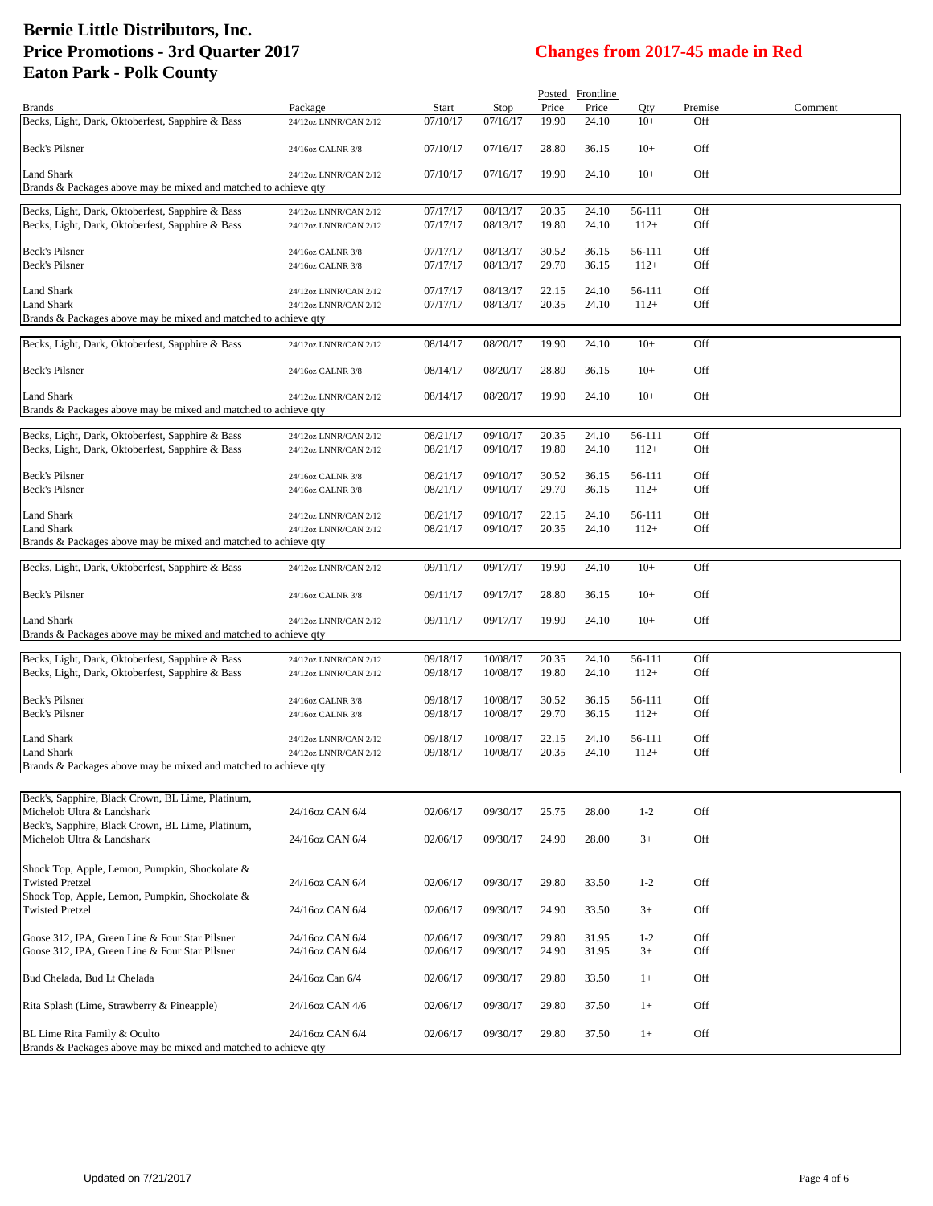# Bernie Little Distributors, Inc.
# Price Promotions - 3rd Quarter 2017
# Eaton Park - Polk County

**Changes from 2017-45 made in Red**

| Brands | Package | Start | Stop | Posted Price | Frontline Price | Qty | Premise | Comment |
|---|---|---|---|---|---|---|---|---|
| Becks, Light, Dark, Oktoberfest, Sapphire & Bass | 24/12oz LNNR/CAN 2/12 | 07/10/17 | 07/16/17 | 19.90 | 24.10 | 10+ | Off | |
| Beck's Pilsner | 24/16oz CALNR 3/8 | 07/10/17 | 07/16/17 | 28.80 | 36.15 | 10+ | Off | |
| Land Shark | 24/12oz LNNR/CAN 2/12 | 07/10/17 | 07/16/17 | 19.90 | 24.10 | 10+ | Off | |
| Brands & Packages above may be mixed and matched to achieve qty | | | | | | | | |
| Becks, Light, Dark, Oktoberfest, Sapphire & Bass | 24/12oz LNNR/CAN 2/12 | 07/17/17 | 08/13/17 | 20.35 | 24.10 | 56-111 | Off | |
| Becks, Light, Dark, Oktoberfest, Sapphire & Bass | 24/12oz LNNR/CAN 2/12 | 07/17/17 | 08/13/17 | 19.80 | 24.10 | 112+ | Off | |
| Beck's Pilsner | 24/16oz CALNR 3/8 | 07/17/17 | 08/13/17 | 30.52 | 36.15 | 56-111 | Off | |
| Beck's Pilsner | 24/16oz CALNR 3/8 | 07/17/17 | 08/13/17 | 29.70 | 36.15 | 112+ | Off | |
| Land Shark | 24/12oz LNNR/CAN 2/12 | 07/17/17 | 08/13/17 | 22.15 | 24.10 | 56-111 | Off | |
| Land Shark | 24/12oz LNNR/CAN 2/12 | 07/17/17 | 08/13/17 | 20.35 | 24.10 | 112+ | Off | |
| Brands & Packages above may be mixed and matched to achieve qty | | | | | | | | |
| Becks, Light, Dark, Oktoberfest, Sapphire & Bass | 24/12oz LNNR/CAN 2/12 | 08/14/17 | 08/20/17 | 19.90 | 24.10 | 10+ | Off | |
| Beck's Pilsner | 24/16oz CALNR 3/8 | 08/14/17 | 08/20/17 | 28.80 | 36.15 | 10+ | Off | |
| Land Shark | 24/12oz LNNR/CAN 2/12 | 08/14/17 | 08/20/17 | 19.90 | 24.10 | 10+ | Off | |
| Brands & Packages above may be mixed and matched to achieve qty | | | | | | | | |
| Becks, Light, Dark, Oktoberfest, Sapphire & Bass | 24/12oz LNNR/CAN 2/12 | 08/21/17 | 09/10/17 | 20.35 | 24.10 | 56-111 | Off | |
| Becks, Light, Dark, Oktoberfest, Sapphire & Bass | 24/12oz LNNR/CAN 2/12 | 08/21/17 | 09/10/17 | 19.80 | 24.10 | 112+ | Off | |
| Beck's Pilsner | 24/16oz CALNR 3/8 | 08/21/17 | 09/10/17 | 30.52 | 36.15 | 56-111 | Off | |
| Beck's Pilsner | 24/16oz CALNR 3/8 | 08/21/17 | 09/10/17 | 29.70 | 36.15 | 112+ | Off | |
| Land Shark | 24/12oz LNNR/CAN 2/12 | 08/21/17 | 09/10/17 | 22.15 | 24.10 | 56-111 | Off | |
| Land Shark | 24/12oz LNNR/CAN 2/12 | 08/21/17 | 09/10/17 | 20.35 | 24.10 | 112+ | Off | |
| Brands & Packages above may be mixed and matched to achieve qty | | | | | | | | |
| Becks, Light, Dark, Oktoberfest, Sapphire & Bass | 24/12oz LNNR/CAN 2/12 | 09/11/17 | 09/17/17 | 19.90 | 24.10 | 10+ | Off | |
| Beck's Pilsner | 24/16oz CALNR 3/8 | 09/11/17 | 09/17/17 | 28.80 | 36.15 | 10+ | Off | |
| Land Shark | 24/12oz LNNR/CAN 2/12 | 09/11/17 | 09/17/17 | 19.90 | 24.10 | 10+ | Off | |
| Brands & Packages above may be mixed and matched to achieve qty | | | | | | | | |
| Becks, Light, Dark, Oktoberfest, Sapphire & Bass | 24/12oz LNNR/CAN 2/12 | 09/18/17 | 10/08/17 | 20.35 | 24.10 | 56-111 | Off | |
| Becks, Light, Dark, Oktoberfest, Sapphire & Bass | 24/12oz LNNR/CAN 2/12 | 09/18/17 | 10/08/17 | 19.80 | 24.10 | 112+ | Off | |
| Beck's Pilsner | 24/16oz CALNR 3/8 | 09/18/17 | 10/08/17 | 30.52 | 36.15 | 56-111 | Off | |
| Beck's Pilsner | 24/16oz CALNR 3/8 | 09/18/17 | 10/08/17 | 29.70 | 36.15 | 112+ | Off | |
| Land Shark | 24/12oz LNNR/CAN 2/12 | 09/18/17 | 10/08/17 | 22.15 | 24.10 | 56-111 | Off | |
| Land Shark | 24/12oz LNNR/CAN 2/12 | 09/18/17 | 10/08/17 | 20.35 | 24.10 | 112+ | Off | |
| Brands & Packages above may be mixed and matched to achieve qty | | | | | | | | |
| Beck's, Sapphire, Black Crown, BL Lime, Platinum, Michelob Ultra & Landshark | 24/16oz CAN 6/4 | 02/06/17 | 09/30/17 | 25.75 | 28.00 | 1-2 | Off | |
| Beck's, Sapphire, Black Crown, BL Lime, Platinum, Michelob Ultra & Landshark | 24/16oz CAN 6/4 | 02/06/17 | 09/30/17 | 24.90 | 28.00 | 3+ | Off | |
| Shock Top, Apple, Lemon, Pumpkin, Shockolate & Twisted Pretzel | 24/16oz CAN 6/4 | 02/06/17 | 09/30/17 | 29.80 | 33.50 | 1-2 | Off | |
| Shock Top, Apple, Lemon, Pumpkin, Shockolate & Twisted Pretzel | 24/16oz CAN 6/4 | 02/06/17 | 09/30/17 | 24.90 | 33.50 | 3+ | Off | |
| Goose 312, IPA, Green Line & Four Star Pilsner | 24/16oz CAN 6/4 | 02/06/17 | 09/30/17 | 29.80 | 31.95 | 1-2 | Off | |
| Goose 312, IPA, Green Line & Four Star Pilsner | 24/16oz CAN 6/4 | 02/06/17 | 09/30/17 | 24.90 | 31.95 | 3+ | Off | |
| Bud Chelada, Bud Lt Chelada | 24/16oz Can 6/4 | 02/06/17 | 09/30/17 | 29.80 | 33.50 | 1+ | Off | |
| Rita Splash (Lime, Strawberry & Pineapple) | 24/16oz CAN 4/6 | 02/06/17 | 09/30/17 | 29.80 | 37.50 | 1+ | Off | |
| BL Lime Rita Family & Oculto | 24/16oz CAN 6/4 | 02/06/17 | 09/30/17 | 29.80 | 37.50 | 1+ | Off | |
| Brands & Packages above may be mixed and matched to achieve qty | | | | | | | | |

Updated on 7/21/2017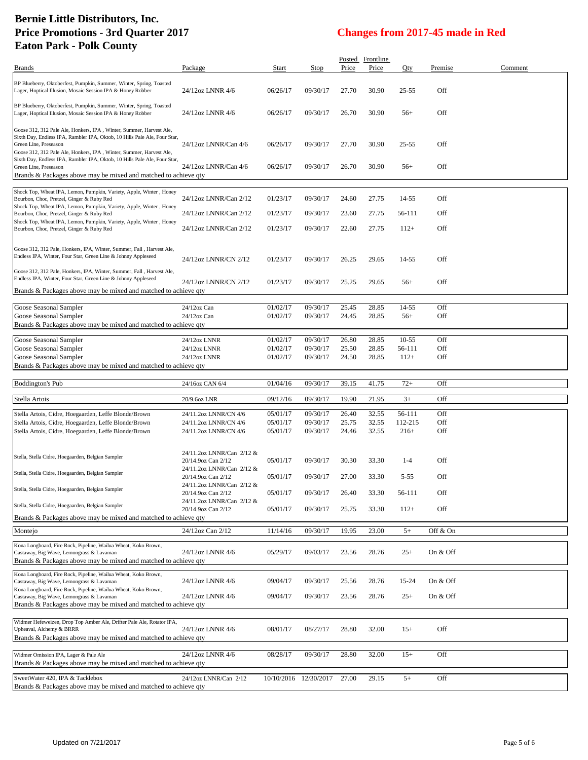# Bernie Little Distributors, Inc.
# Price Promotions - 3rd Quarter 2017
# Eaton Park - Polk County

## Changes from 2017-45 made in Red

| Brands | Package | Start | Stop | Posted Price | Frontline Price | Qty | Premise | Comment |
|---|---|---|---|---|---|---|---|---|
| BP Blueberry, Oktoberfest, Pumpkin, Summer, Winter, Spring, Toasted Lager, Hoptical Illusion, Mosaic Session IPA & Honey Robber | 24/12oz LNNR 4/6 | 06/26/17 | 09/30/17 | 27.70 | 30.90 | 25-55 | Off | |
| BP Blueberry, Oktoberfest, Pumpkin, Summer, Winter, Spring, Toasted Lager, Hoptical Illusion, Mosaic Session IPA & Honey Robber | 24/12oz LNNR 4/6 | 06/26/17 | 09/30/17 | 26.70 | 30.90 | 56+ | Off | |
| Goose 312, 312 Pale Ale, Honkers, IPA , Winter, Summer, Harvest Ale, Sixth Day, Endless IPA, Rambler IPA, Oktob, 10 Hills Pale Ale, Four Star, Green Line, Preseason | 24/12oz LNNR/Can 4/6 | 06/26/17 | 09/30/17 | 27.70 | 30.90 | 25-55 | Off | |
| Goose 312, 312 Pale Ale, Honkers, IPA , Winter, Summer, Harvest Ale, Sixth Day, Endless IPA, Rambler IPA, Oktob, 10 Hills Pale Ale, Four Star, Green Line, Preseason | 24/12oz LNNR/Can 4/6 | 06/26/17 | 09/30/17 | 26.70 | 30.90 | 56+ | Off | |
| Brands & Packages above may be mixed and matched to achieve qty | | | | | | | | |
| Shock Top, Wheat IPA, Lemon, Pumpkin, Variety, Apple, Winter , Honey Bourbon, Choc, Pretzel, Ginger & Ruby Red | 24/12oz LNNR/Can 2/12 | 01/23/17 | 09/30/17 | 24.60 | 27.75 | 14-55 | Off | |
| Shock Top, Wheat IPA, Lemon, Pumpkin, Variety, Apple, Winter , Honey Bourbon, Choc, Pretzel, Ginger & Ruby Red | 24/12oz LNNR/Can 2/12 | 01/23/17 | 09/30/17 | 23.60 | 27.75 | 56-111 | Off | |
| Shock Top, Wheat IPA, Lemon, Pumpkin, Variety, Apple, Winter , Honey Bourbon, Choc, Pretzel, Ginger & Ruby Red | 24/12oz LNNR/Can 2/12 | 01/23/17 | 09/30/17 | 22.60 | 27.75 | 112+ | Off | |
| Goose 312, 312 Pale, Honkers, IPA, Winter, Summer, Fall , Harvest Ale, Endless IPA, Winter, Four Star, Green Line & Johnny Appleseed | 24/12oz LNNR/CN 2/12 | 01/23/17 | 09/30/17 | 26.25 | 29.65 | 14-55 | Off | |
| Goose 312, 312 Pale, Honkers, IPA, Winter, Summer, Fall , Harvest Ale, Endless IPA, Winter, Four Star, Green Line & Johnny Appleseed | 24/12oz LNNR/CN 2/12 | 01/23/17 | 09/30/17 | 25.25 | 29.65 | 56+ | Off | |
| Brands & Packages above may be mixed and matched to achieve qty | | | | | | | | |
| Goose Seasonal Sampler | 24/12oz Can | 01/02/17 | 09/30/17 | 25.45 | 28.85 | 14-55 | Off | |
| Goose Seasonal Sampler | 24/12oz Can | 01/02/17 | 09/30/17 | 24.45 | 28.85 | 56+ | Off | |
| Brands & Packages above may be mixed and matched to achieve qty | | | | | | | | |
| Goose Seasonal Sampler | 24/12oz LNNR | 01/02/17 | 09/30/17 | 26.80 | 28.85 | 10-55 | Off | |
| Goose Seasonal Sampler | 24/12oz LNNR | 01/02/17 | 09/30/17 | 25.50 | 28.85 | 56-111 | Off | |
| Goose Seasonal Sampler | 24/12oz LNNR | 01/02/17 | 09/30/17 | 24.50 | 28.85 | 112+ | Off | |
| Brands & Packages above may be mixed and matched to achieve qty | | | | | | | | |
| Boddington's Pub | 24/16oz CAN 6/4 | 01/04/16 | 09/30/17 | 39.15 | 41.75 | 72+ | Off | |
| Stella Artois | 20/9.6oz LNR | 09/12/16 | 09/30/17 | 19.90 | 21.95 | 3+ | Off | |
| Stella Artois, Cidre, Hoegaarden, Leffe Blonde/Brown | 24/11.2oz LNNR/CN 4/6 | 05/01/17 | 09/30/17 | 26.40 | 32.55 | 56-111 | Off | |
| Stella Artois, Cidre, Hoegaarden, Leffe Blonde/Brown | 24/11.2oz LNNR/CN 4/6 | 05/01/17 | 09/30/17 | 25.75 | 32.55 | 112-215 | Off | |
| Stella Artois, Cidre, Hoegaarden, Leffe Blonde/Brown | 24/11.2oz LNNR/CN 4/6 | 05/01/17 | 09/30/17 | 24.46 | 32.55 | 216+ | Off | |
| Stella, Stella Cidre, Hoegaarden, Belgian Sampler | 24/11.2oz LNNR/Can 2/12 & 20/14.9oz Can 2/12 | 05/01/17 | 09/30/17 | 30.30 | 33.30 | 1-4 | Off | |
| Stella, Stella Cidre, Hoegaarden, Belgian Sampler | 24/11.2oz LNNR/Can 2/12 & 20/14.9oz Can 2/12 | 05/01/17 | 09/30/17 | 27.00 | 33.30 | 5-55 | Off | |
| Stella, Stella Cidre, Hoegaarden, Belgian Sampler | 24/11.2oz LNNR/Can 2/12 & 20/14.9oz Can 2/12 | 05/01/17 | 09/30/17 | 26.40 | 33.30 | 56-111 | Off | |
| Stella, Stella Cidre, Hoegaarden, Belgian Sampler | 24/11.2oz LNNR/Can 2/12 & 20/14.9oz Can 2/12 | 05/01/17 | 09/30/17 | 25.75 | 33.30 | 112+ | Off | |
| Brands & Packages above may be mixed and matched to achieve qty | | | | | | | | |
| Montejo | 24/12oz Can 2/12 | 11/14/16 | 09/30/17 | 19.95 | 23.00 | 5+ | Off & On | |
| Kona Longboard, Fire Rock, Pipeline, Wailua Wheat, Koko Brown, Castaway, Big Wave, Lemongrass & Lavaman | 24/12oz LNNR 4/6 | 05/29/17 | 09/03/17 | 23.56 | 28.76 | 25+ | On & Off | |
| Brands & Packages above may be mixed and matched to achieve qty | | | | | | | | |
| Kona Longboard, Fire Rock, Pipeline, Wailua Wheat, Koko Brown, Castaway, Big Wave, Lemongrass & Lavaman | 24/12oz LNNR 4/6 | 09/04/17 | 09/30/17 | 25.56 | 28.76 | 15-24 | On & Off | |
| Kona Longboard, Fire Rock, Pipeline, Wailua Wheat, Koko Brown, Castaway, Big Wave, Lemongrass & Lavaman | 24/12oz LNNR 4/6 | 09/04/17 | 09/30/17 | 23.56 | 28.76 | 25+ | On & Off | |
| Brands & Packages above may be mixed and matched to achieve qty | | | | | | | | |
| Widmer Hefeweizen, Drop Top Amber Ale, Drifter Pale Ale, Rotator IPA, Upheaval, Alchemy & BRRR | 24/12oz LNNR 4/6 | 08/01/17 | 08/27/17 | 28.80 | 32.00 | 15+ | Off | |
| Brands & Packages above may be mixed and matched to achieve qty | | | | | | | | |
| Widmer Omission IPA, Lager & Pale Ale | 24/12oz LNNR 4/6 | 08/28/17 | 09/30/17 | 28.80 | 32.00 | 15+ | Off | |
| Brands & Packages above may be mixed and matched to achieve qty | | | | | | | | |
| SweetWater 420, IPA & Tacklebox | 24/12oz LNNR/Can 2/12 | 10/10/2016 | 12/30/2017 | 27.00 | 29.15 | 5+ | Off | |
| Brands & Packages above may be mixed and matched to achieve qty | | | | | | | | |

Updated on 7/21/2017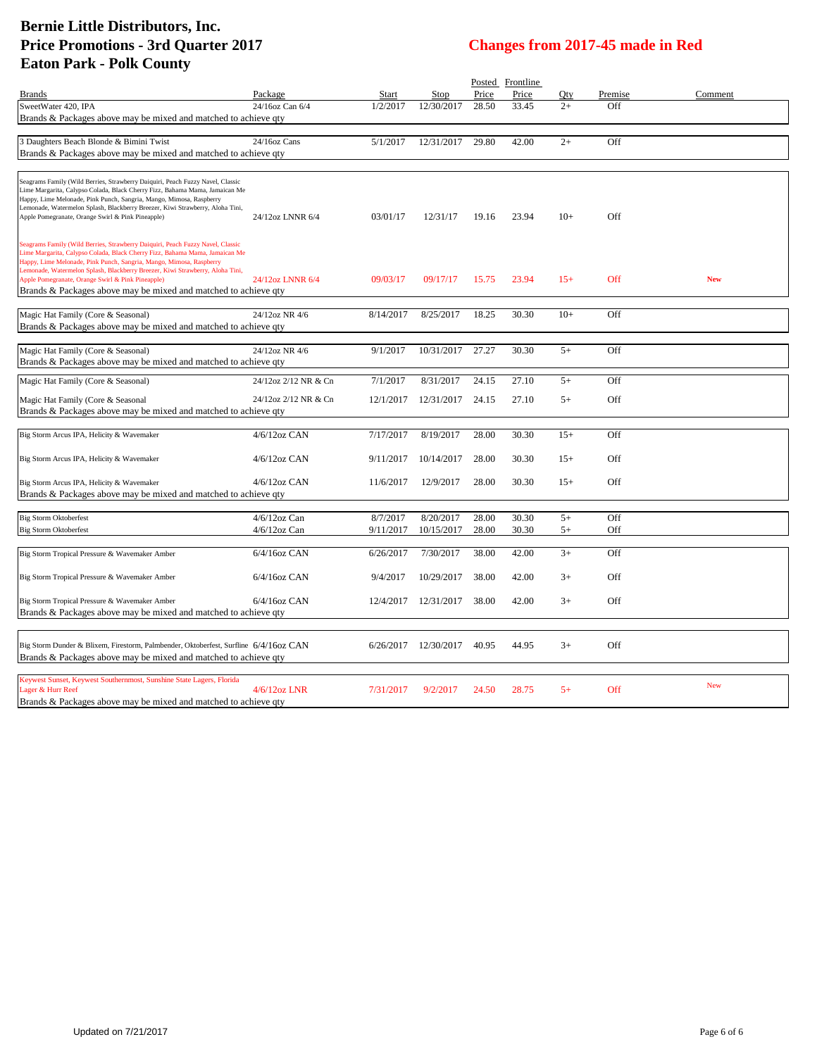# Bernie Little Distributors, Inc.
# Price Promotions - 3rd Quarter 2017
# Eaton Park - Polk County

## Changes from 2017-45 made in Red

| Brands | Package | Start | Stop | Posted Price | Frontline Price | Qty | Premise | Comment |
|---|---|---|---|---|---|---|---|---|
| SweetWater 420, IPA | 24/16oz Can 6/4 | 1/2/2017 | 12/30/2017 | 28.50 | 33.45 | 2+ | Off | |
| Brands & Packages above may be mixed and matched to achieve qty | | | | | | | | |
| 3 Daughters Beach Blonde & Bimini Twist | 24/16oz Cans | 5/1/2017 | 12/31/2017 | 29.80 | 42.00 | 2+ | Off | |
| Brands & Packages above may be mixed and matched to achieve qty | | | | | | | | |
| Seagrams Family (Wild Berries, Strawberry Daiquiri, Peach Fuzzy Navel, Classic Lime Margarita, Calypso Colada, Black Cherry Fizz, Bahama Mama, Jamaican Me Happy, Lime Melonade, Pink Punch, Sangria, Mango, Mimosa, Raspberry Lemonade, Watermelon Splash, Blackberry Breezer, Kiwi Strawberry, Aloha Tini, Apple Pomegranate, Orange Swirl & Pink Pineapple) | 24/12oz LNNR 6/4 | 03/01/17 | 12/31/17 | 19.16 | 23.94 | 10+ | Off | |
| Seagrams Family (Wild Berries, Strawberry Daiquiri, Peach Fuzzy Navel, Classic Lime Margarita, Calypso Colada, Black Cherry Fizz, Bahama Mama, Jamaican Me Happy, Lime Melonade, Pink Punch, Sangria, Mango, Mimosa, Raspberry Lemonade, Watermelon Splash, Blackberry Breezer, Kiwi Strawberry, Aloha Tini, Apple Pomegranate, Orange Swirl & Pink Pineapple) | 24/12oz LNNR 6/4 | 09/03/17 | 09/17/17 | 15.75 | 23.94 | 15+ | Off | New |
| Brands & Packages above may be mixed and matched to achieve qty | | | | | | | | |
| Magic Hat Family (Core & Seasonal) | 24/12oz NR 4/6 | 8/14/2017 | 8/25/2017 | 18.25 | 30.30 | 10+ | Off | |
| Brands & Packages above may be mixed and matched to achieve qty | | | | | | | | |
| Magic Hat Family (Core & Seasonal) | 24/12oz NR 4/6 | 9/1/2017 | 10/31/2017 | 27.27 | 30.30 | 5+ | Off | |
| Brands & Packages above may be mixed and matched to achieve qty | | | | | | | | |
| Magic Hat Family (Core & Seasonal) | 24/12oz 2/12 NR & Cn | 7/1/2017 | 8/31/2017 | 24.15 | 27.10 | 5+ | Off | |
| Magic Hat Family (Core & Seasonal | 24/12oz 2/12 NR & Cn | 12/1/2017 | 12/31/2017 | 24.15 | 27.10 | 5+ | Off | |
| Brands & Packages above may be mixed and matched to achieve qty | | | | | | | | |
| Big Storm Arcus IPA, Helicity & Wavemaker | 4/6/12oz CAN | 7/17/2017 | 8/19/2017 | 28.00 | 30.30 | 15+ | Off | |
| Big Storm Arcus IPA, Helicity & Wavemaker | 4/6/12oz CAN | 9/11/2017 | 10/14/2017 | 28.00 | 30.30 | 15+ | Off | |
| Big Storm Arcus IPA, Helicity & Wavemaker | 4/6/12oz CAN | 11/6/2017 | 12/9/2017 | 28.00 | 30.30 | 15+ | Off | |
| Brands & Packages above may be mixed and matched to achieve qty | | | | | | | | |
| Big Storm Oktoberfest | 4/6/12oz Can | 8/7/2017 | 8/20/2017 | 28.00 | 30.30 | 5+ | Off | |
| Big Storm Oktoberfest | 4/6/12oz Can | 9/11/2017 | 10/15/2017 | 28.00 | 30.30 | 5+ | Off | |
| Big Storm Tropical Pressure & Wavemaker Amber | 6/4/16oz CAN | 6/26/2017 | 7/30/2017 | 38.00 | 42.00 | 3+ | Off | |
| Big Storm Tropical Pressure & Wavemaker Amber | 6/4/16oz CAN | 9/4/2017 | 10/29/2017 | 38.00 | 42.00 | 3+ | Off | |
| Big Storm Tropical Pressure & Wavemaker Amber | 6/4/16oz CAN | 12/4/2017 | 12/31/2017 | 38.00 | 42.00 | 3+ | Off | |
| Brands & Packages above may be mixed and matched to achieve qty | | | | | | | | |
| Big Storm Dunder & Blixem, Firestorm, Palmbender, Oktoberfest, Surfline | 6/4/16oz CAN | 6/26/2017 | 12/30/2017 | 40.95 | 44.95 | 3+ | Off | |
| Brands & Packages above may be mixed and matched to achieve qty | | | | | | | | |
| Keywest Sunset, Keywest Southernmost, Sunshine State Lagers, Florida Lager & Hurr Reef | 4/6/12oz LNR | 7/31/2017 | 9/2/2017 | 24.50 | 28.75 | 5+ | Off | New |
| Brands & Packages above may be mixed and matched to achieve qty | | | | | | | | |

Updated on 7/21/2017